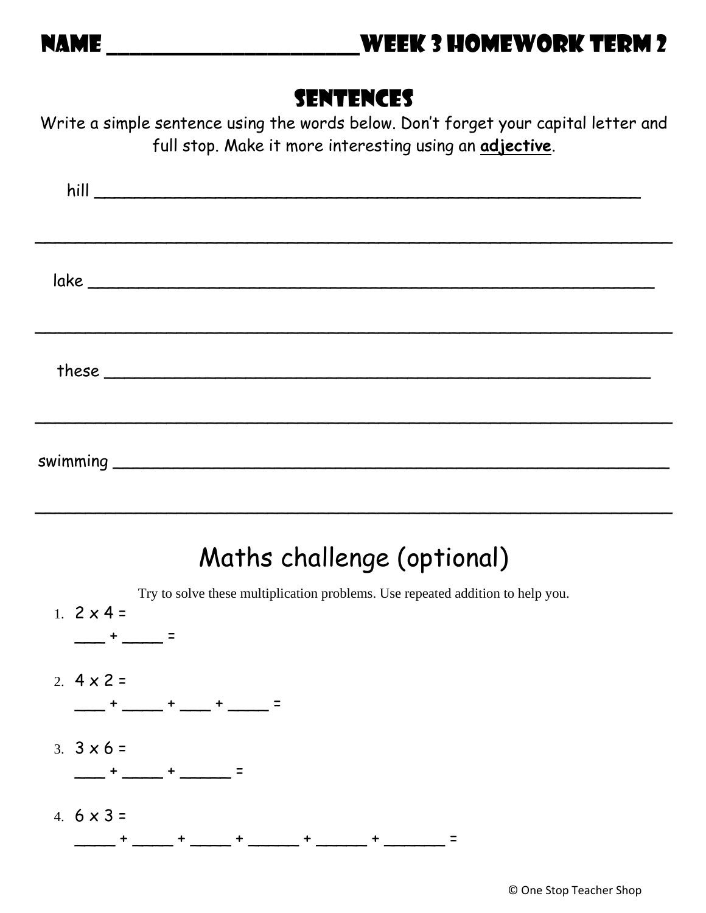# NAME ______________________ WEEK 3 HOMEWORK TERM 2

## SENTENCES

Write a simple sentence using the words below. Don't forget your capital letter and full stop. Make it more interesting using an **adjective**.

hill ____________________________________________________________

________________________________________________________________

lake ____________________________________________________________

________________________________________________________________

these ___________________________________________________________

________________________________________________________________

swimming ________________________________________________________

________________________________________________________________

## Maths challenge (optional)

Try to solve these multiplication problems. Use repeated addition to help you.

1. 2 x 4 =

   ___ + ____ =

2. 4 x 2 =

   ___ + ____ + ___ + ____ =

3. 3 x 6 =

   ___ + ____ + _____ =

4. 6 x 3 =

   ____ + ____ + ____ + _____ + _____ + ______ =

© One Stop Teacher Shop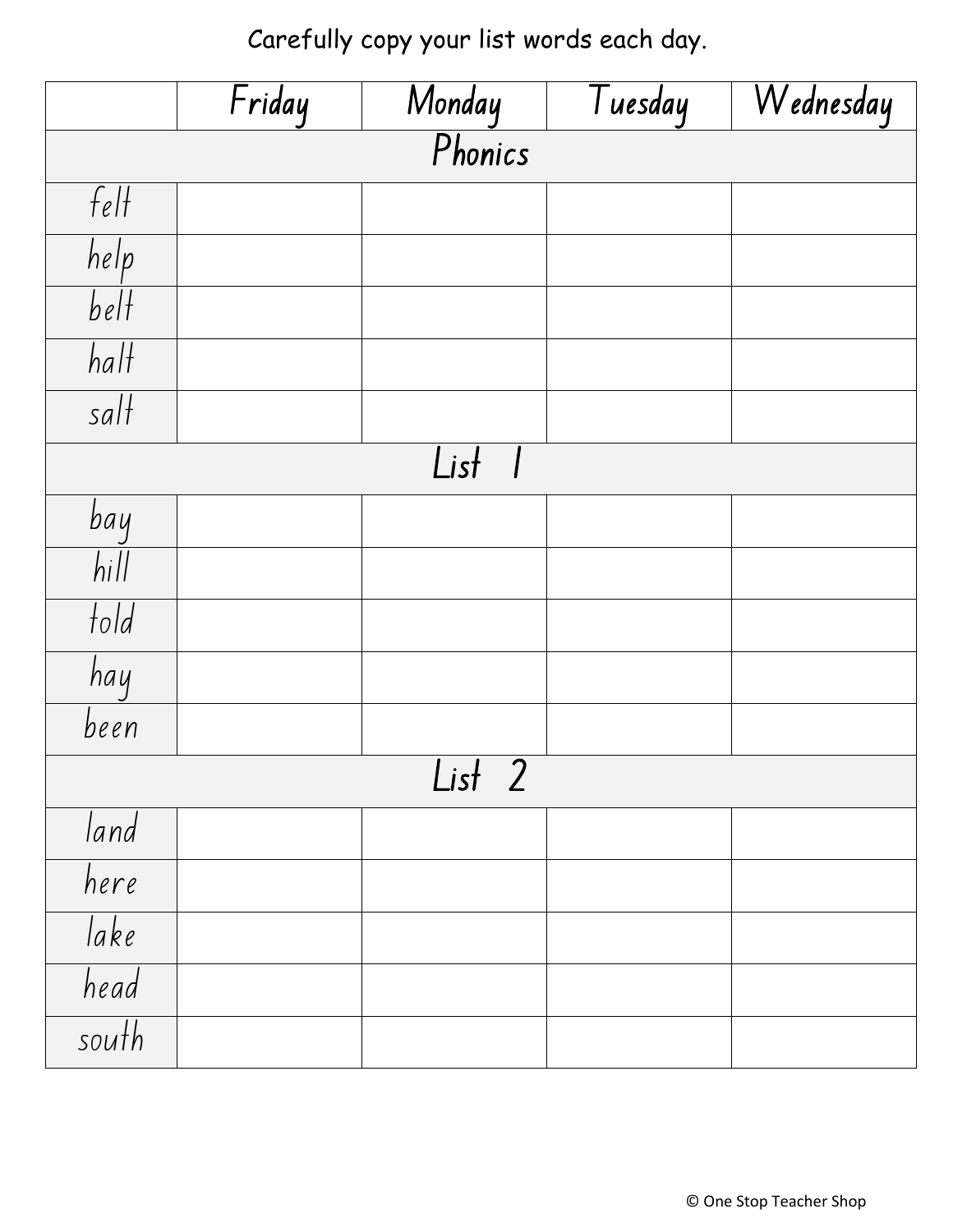Carefully copy your list words each day.

| | Friday | Monday | Tuesday | Wednesday |
|---|---|---|---|---|
| **Phonics** | | | | |
| felt | | | | |
| help | | | | |
| belt | | | | |
| halt | | | | |
| salt | | | | |
| **List 1** | | | | |
| bay | | | | |
| hill | | | | |
| told | | | | |
| hay | | | | |
| been | | | | |
| **List 2** | | | | |
| land | | | | |
| here | | | | |
| lake | | | | |
| head | | | | |
| south | | | | |

© One Stop Teacher Shop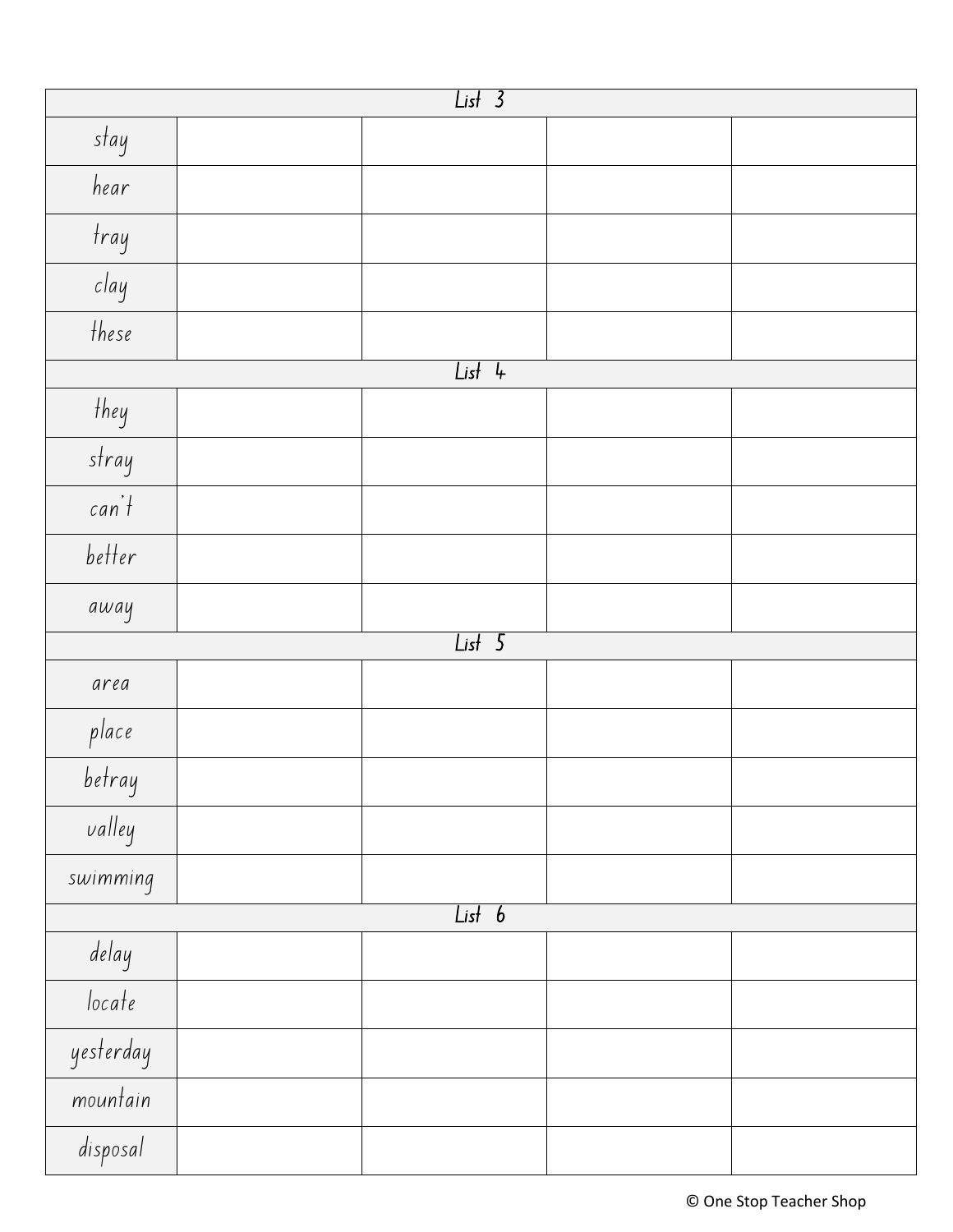| List 3 | | | | |
|---|---|---|---|---|
| stay | | | | |
| hear | | | | |
| tray | | | | |
| clay | | | | |
| these | | | | |
| **List 4** | | | | |
| they | | | | |
| stray | | | | |
| can't | | | | |
| better | | | | |
| away | | | | |
| **List 5** | | | | |
| area | | | | |
| place | | | | |
| betray | | | | |
| valley | | | | |
| swimming | | | | |
| **List 6** | | | | |
| delay | | | | |
| locate | | | | |
| yesterday | | | | |
| mountain | | | | |
| disposal | | | | |

© One Stop Teacher Shop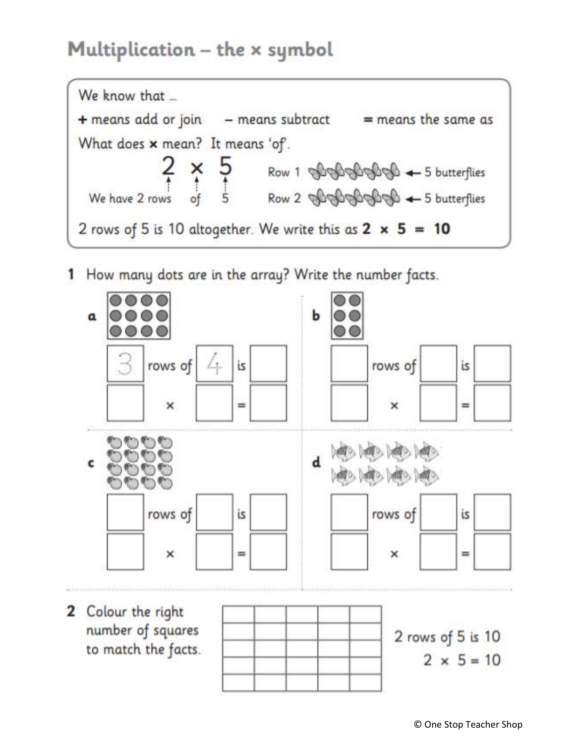# Multiplication – the × symbol

We know that ...

**+** means add or join &nbsp;&nbsp;&nbsp; **–** means subtract &nbsp;&nbsp;&nbsp; **=** means the same as

What does **×** mean? It means 'of'.

2 × 5

We have 2 rows of 5

Row 1 ← 5 butterflies

Row 2 ← 5 butterflies

2 rows of 5 is 10 altogether. We write this as **2 × 5 = 10**

**1** How many dots are in the array? Write the number facts.

**a**

3 rows of 4 is ☐

☐ × ☐ = ☐

**b**

☐ rows of ☐ is ☐

☐ × ☐ = ☐

**c**

☐ rows of ☐ is ☐

☐ × ☐ = ☐

**d**

☐ rows of ☐ is ☐

☐ × ☐ = ☐

**2** Colour the right number of squares to match the facts.

| | | | | |
|---|---|---|---|---|
| | | | | |
| | | | | |
| | | | | |
| | | | | |
| | | | | |

2 rows of 5 is 10

2 × 5 = 10

© One Stop Teacher Shop